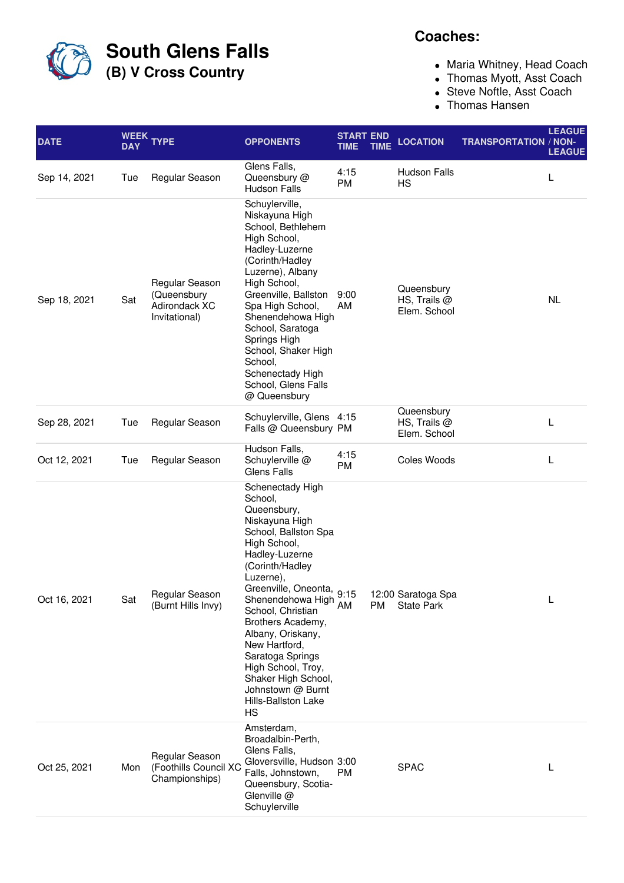# South Glens Falls

## (B) V Cross Country

**Coaches:**

- Maria Whitney, Head Coach
- Thomas Myott, Asst Coach
- Steve Noftle, Asst Coach
- Thomas Hansen

| DATE | WEEK DAY | TYPE | OPPONENTS | START TIME | END TIME | LOCATION | TRANSPORTATION | LEAGUE / NON-LEAGUE |
|---|---|---|---|---|---|---|---|---|
| Sep 14, 2021 | Tue | Regular Season | Glens Falls, Queensbury @ Hudson Falls | 4:15 PM | | Hudson Falls HS | | L |
| Sep 18, 2021 | Sat | Regular Season (Queensbury Adirondack XC Invitational) | Schuylerville, Niskayuna High School, Bethlehem High School, Hadley-Luzerne (Corinth/Hadley Luzerne), Albany High School, Greenville, Ballston Spa High School, Shenendehowa High School, Saratoga Springs High School, Shaker High School, Schenectady High School, Glens Falls @ Queensbury | 9:00 AM | | Queensbury HS, Trails @ Elem. School | | NL |
| Sep 28, 2021 | Tue | Regular Season | Schuylerville, Glens Falls @ Queensbury | 4:15 PM | | Queensbury HS, Trails @ Elem. School | | L |
| Oct 12, 2021 | Tue | Regular Season | Hudson Falls, Schuylerville @ Glens Falls | 4:15 PM | | Coles Woods | | L |
| Oct 16, 2021 | Sat | Regular Season (Burnt Hills Invy) | Schenectady High School, Queensbury, Niskayuna High School, Ballston Spa High School, Hadley-Luzerne (Corinth/Hadley Luzerne), Greenville, Oneonta, Shenendehowa High School, Christian Brothers Academy, Albany, Oriskany, New Hartford, Saratoga Springs High School, Troy, Shaker High School, Johnstown @ Burnt Hills-Ballston Lake HS | 9:15 AM | 12:00 PM | Saratoga Spa State Park | | L |
| Oct 25, 2021 | Mon | Regular Season (Foothills Council XC Championships) | Amsterdam, Broadalbin-Perth, Glens Falls, Gloversville, Hudson Falls, Johnstown, Queensbury, Scotia-Glenville @ Schuylerville | 3:00 PM | | SPAC | | L |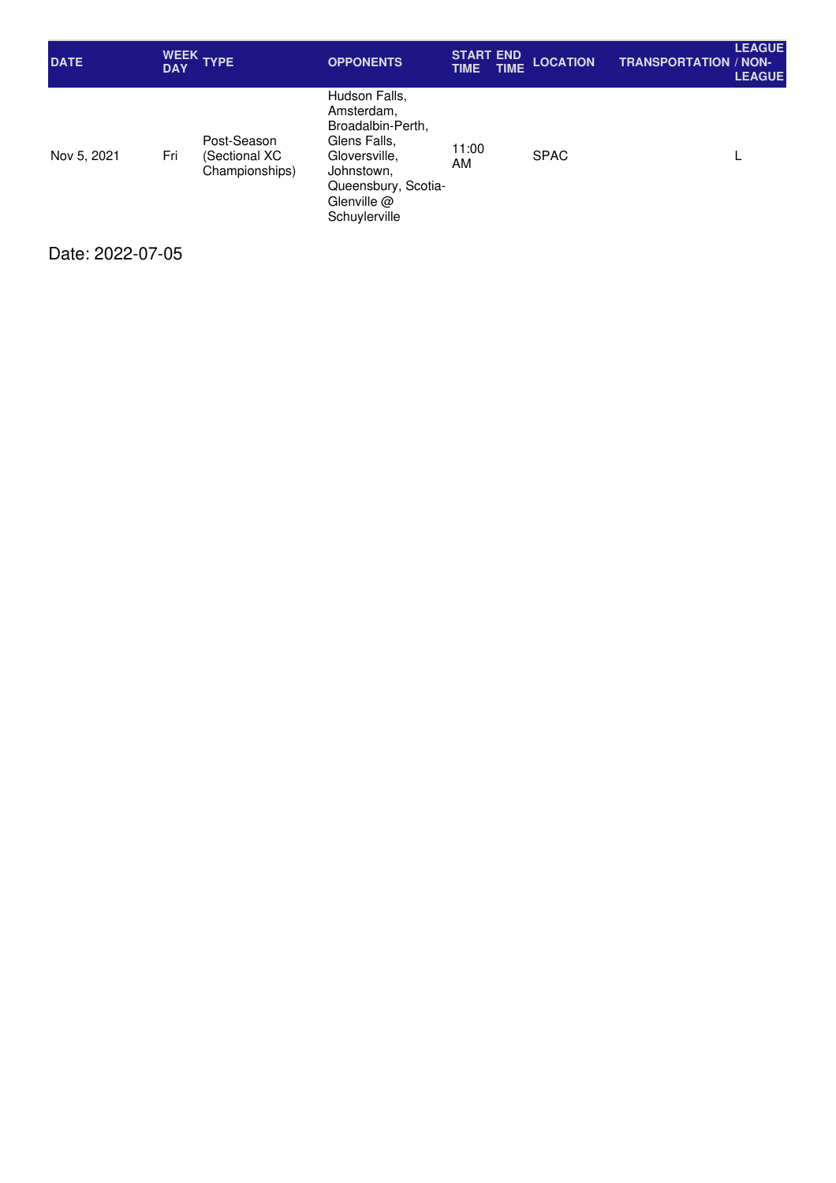| DATE | WEEK DAY | TYPE | OPPONENTS | START TIME | END TIME | LOCATION | TRANSPORTATION | LEAGUE / NON-LEAGUE |
|---|---|---|---|---|---|---|---|---|
| Nov 5, 2021 | Fri | Post-Season (Sectional XC Championships) | Hudson Falls, Amsterdam, Broadalbin-Perth, Glens Falls, Gloversville, Johnstown, Queensbury, Scotia-Glenville @ Schuylerville | 11:00 AM | | SPAC | | L |

Date: 2022-07-05